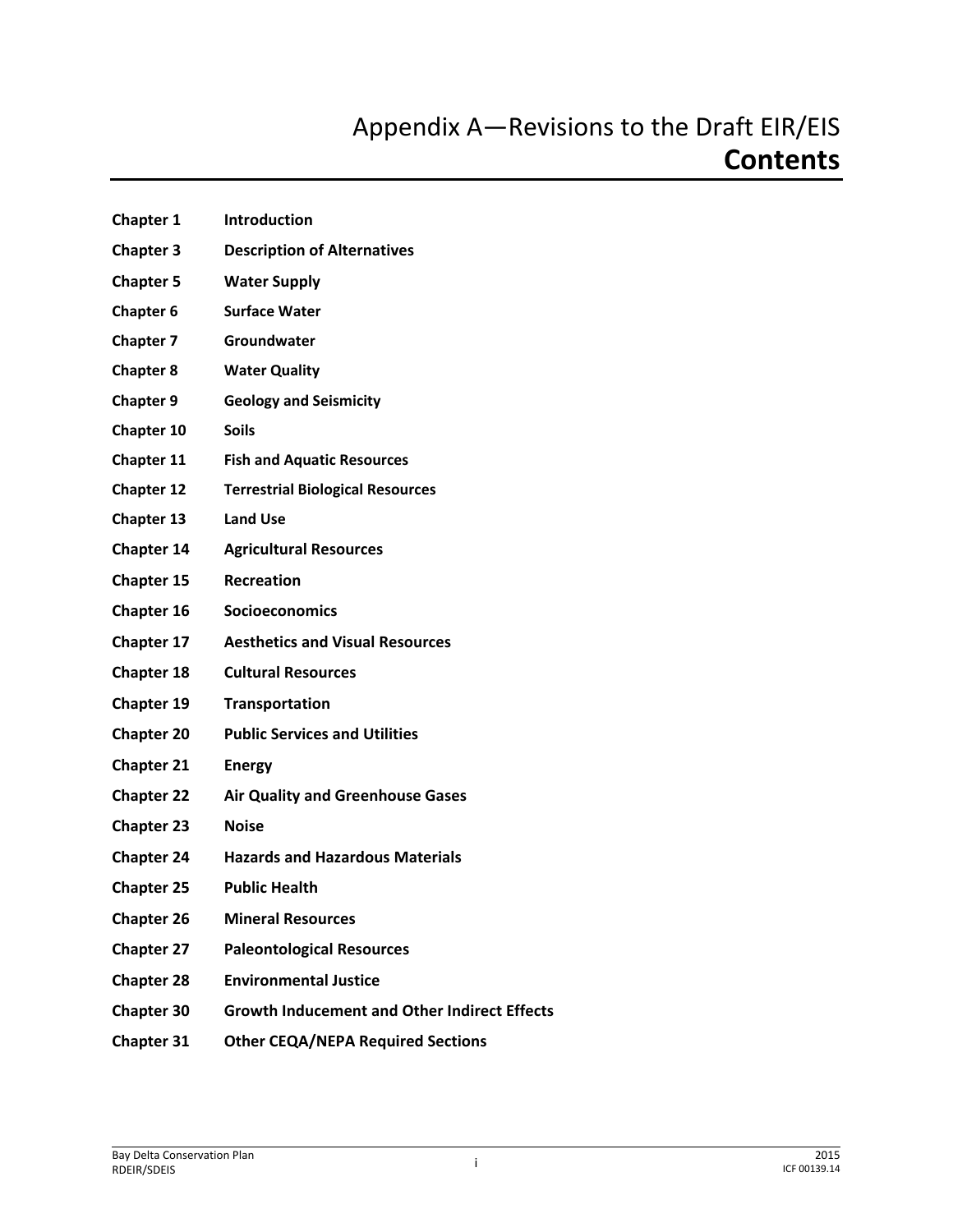# Appendix A—Revisions to the Draft EIR/EIS
## Contents

| | |
|---|---|
| **Chapter 1** | **Introduction** |
| **Chapter 3** | **Description of Alternatives** |
| **Chapter 5** | **Water Supply** |
| **Chapter 6** | **Surface Water** |
| **Chapter 7** | **Groundwater** |
| **Chapter 8** | **Water Quality** |
| **Chapter 9** | **Geology and Seismicity** |
| **Chapter 10** | **Soils** |
| **Chapter 11** | **Fish and Aquatic Resources** |
| **Chapter 12** | **Terrestrial Biological Resources** |
| **Chapter 13** | **Land Use** |
| **Chapter 14** | **Agricultural Resources** |
| **Chapter 15** | **Recreation** |
| **Chapter 16** | **Socioeconomics** |
| **Chapter 17** | **Aesthetics and Visual Resources** |
| **Chapter 18** | **Cultural Resources** |
| **Chapter 19** | **Transportation** |
| **Chapter 20** | **Public Services and Utilities** |
| **Chapter 21** | **Energy** |
| **Chapter 22** | **Air Quality and Greenhouse Gases** |
| **Chapter 23** | **Noise** |
| **Chapter 24** | **Hazards and Hazardous Materials** |
| **Chapter 25** | **Public Health** |
| **Chapter 26** | **Mineral Resources** |
| **Chapter 27** | **Paleontological Resources** |
| **Chapter 28** | **Environmental Justice** |
| **Chapter 30** | **Growth Inducement and Other Indirect Effects** |
| **Chapter 31** | **Other CEQA/NEPA Required Sections** |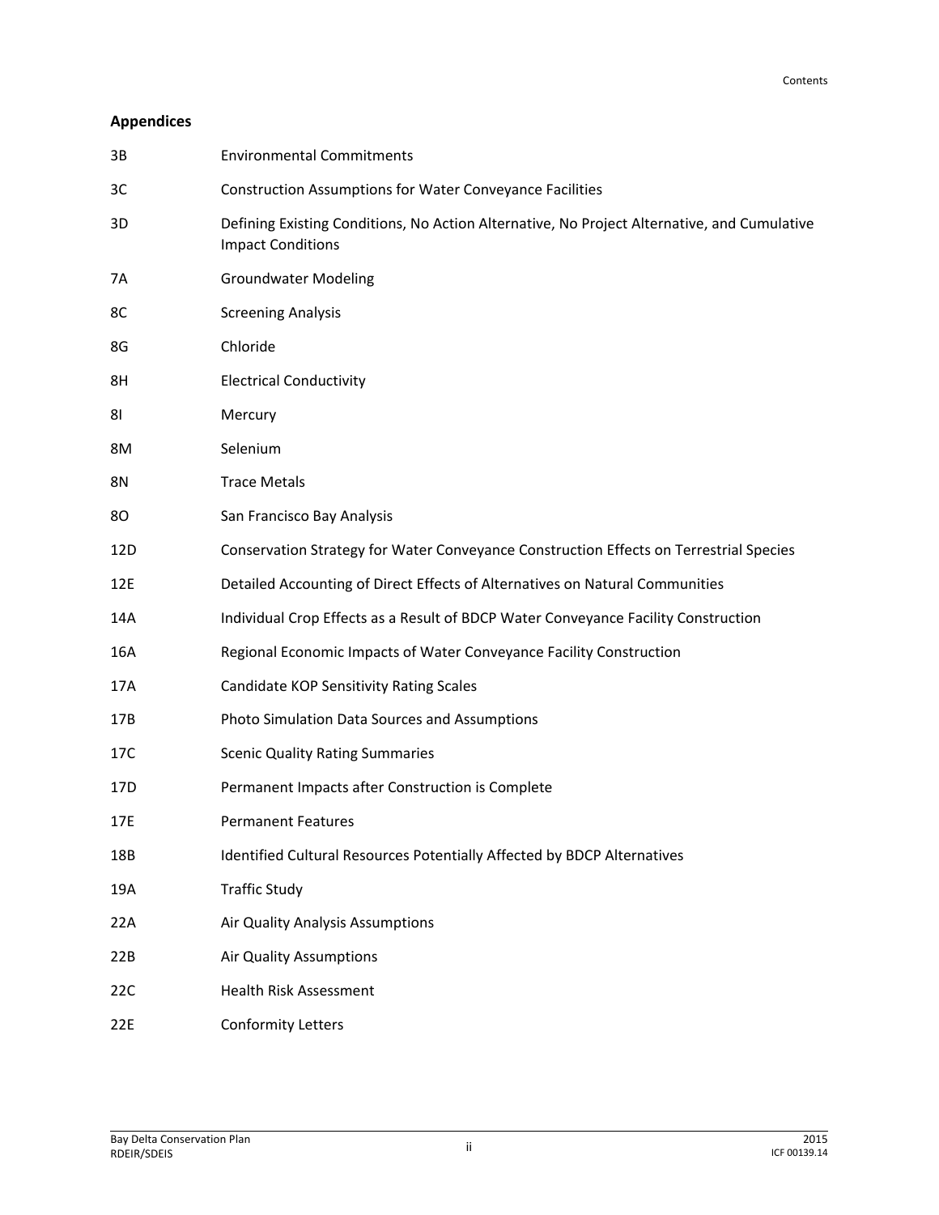## Appendices

| | |
|---|---|
| 3B | Environmental Commitments |
| 3C | Construction Assumptions for Water Conveyance Facilities |
| 3D | Defining Existing Conditions, No Action Alternative, No Project Alternative, and Cumulative Impact Conditions |
| 7A | Groundwater Modeling |
| 8C | Screening Analysis |
| 8G | Chloride |
| 8H | Electrical Conductivity |
| 8I | Mercury |
| 8M | Selenium |
| 8N | Trace Metals |
| 8O | San Francisco Bay Analysis |
| 12D | Conservation Strategy for Water Conveyance Construction Effects on Terrestrial Species |
| 12E | Detailed Accounting of Direct Effects of Alternatives on Natural Communities |
| 14A | Individual Crop Effects as a Result of BDCP Water Conveyance Facility Construction |
| 16A | Regional Economic Impacts of Water Conveyance Facility Construction |
| 17A | Candidate KOP Sensitivity Rating Scales |
| 17B | Photo Simulation Data Sources and Assumptions |
| 17C | Scenic Quality Rating Summaries |
| 17D | Permanent Impacts after Construction is Complete |
| 17E | Permanent Features |
| 18B | Identified Cultural Resources Potentially Affected by BDCP Alternatives |
| 19A | Traffic Study |
| 22A | Air Quality Analysis Assumptions |
| 22B | Air Quality Assumptions |
| 22C | Health Risk Assessment |
| 22E | Conformity Letters |